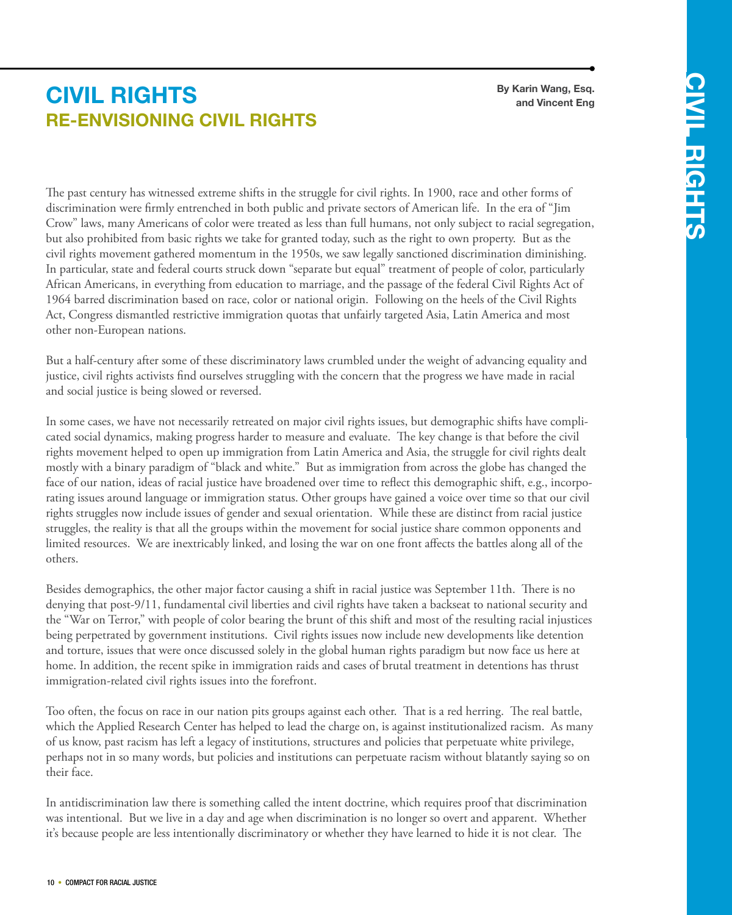# CIVIL RIGHTS

## RE-ENVISIONING CIVIL RIGHTS

**By Karin Wang, Esq. and Vincent Eng**

The past century has witnessed extreme shifts in the struggle for civil rights. In 1900, race and other forms of discrimination were firmly entrenched in both public and private sectors of American life. In the era of "Jim Crow" laws, many Americans of color were treated as less than full humans, not only subject to racial segregation, but also prohibited from basic rights we take for granted today, such as the right to own property. But as the civil rights movement gathered momentum in the 1950s, we saw legally sanctioned discrimination diminishing. In particular, state and federal courts struck down "separate but equal" treatment of people of color, particularly African Americans, in everything from education to marriage, and the passage of the federal Civil Rights Act of 1964 barred discrimination based on race, color or national origin. Following on the heels of the Civil Rights Act, Congress dismantled restrictive immigration quotas that unfairly targeted Asia, Latin America and most other non-European nations.

But a half-century after some of these discriminatory laws crumbled under the weight of advancing equality and justice, civil rights activists find ourselves struggling with the concern that the progress we have made in racial and social justice is being slowed or reversed.

In some cases, we have not necessarily retreated on major civil rights issues, but demographic shifts have complicated social dynamics, making progress harder to measure and evaluate. The key change is that before the civil rights movement helped to open up immigration from Latin America and Asia, the struggle for civil rights dealt mostly with a binary paradigm of "black and white." But as immigration from across the globe has changed the face of our nation, ideas of racial justice have broadened over time to reflect this demographic shift, e.g., incorporating issues around language or immigration status. Other groups have gained a voice over time so that our civil rights struggles now include issues of gender and sexual orientation. While these are distinct from racial justice struggles, the reality is that all the groups within the movement for social justice share common opponents and limited resources. We are inextricably linked, and losing the war on one front affects the battles along all of the others.

Besides demographics, the other major factor causing a shift in racial justice was September 11th. There is no denying that post-9/11, fundamental civil liberties and civil rights have taken a backseat to national security and the "War on Terror," with people of color bearing the brunt of this shift and most of the resulting racial injustices being perpetrated by government institutions. Civil rights issues now include new developments like detention and torture, issues that were once discussed solely in the global human rights paradigm but now face us here at home. In addition, the recent spike in immigration raids and cases of brutal treatment in detentions has thrust immigration-related civil rights issues into the forefront.

Too often, the focus on race in our nation pits groups against each other. That is a red herring. The real battle, which the Applied Research Center has helped to lead the charge on, is against institutionalized racism. As many of us know, past racism has left a legacy of institutions, structures and policies that perpetuate white privilege, perhaps not in so many words, but policies and institutions can perpetuate racism without blatantly saying so on their face.

In antidiscrimination law there is something called the intent doctrine, which requires proof that discrimination was intentional. But we live in a day and age when discrimination is no longer so overt and apparent. Whether it's because people are less intentionally discriminatory or whether they have learned to hide it is not clear. The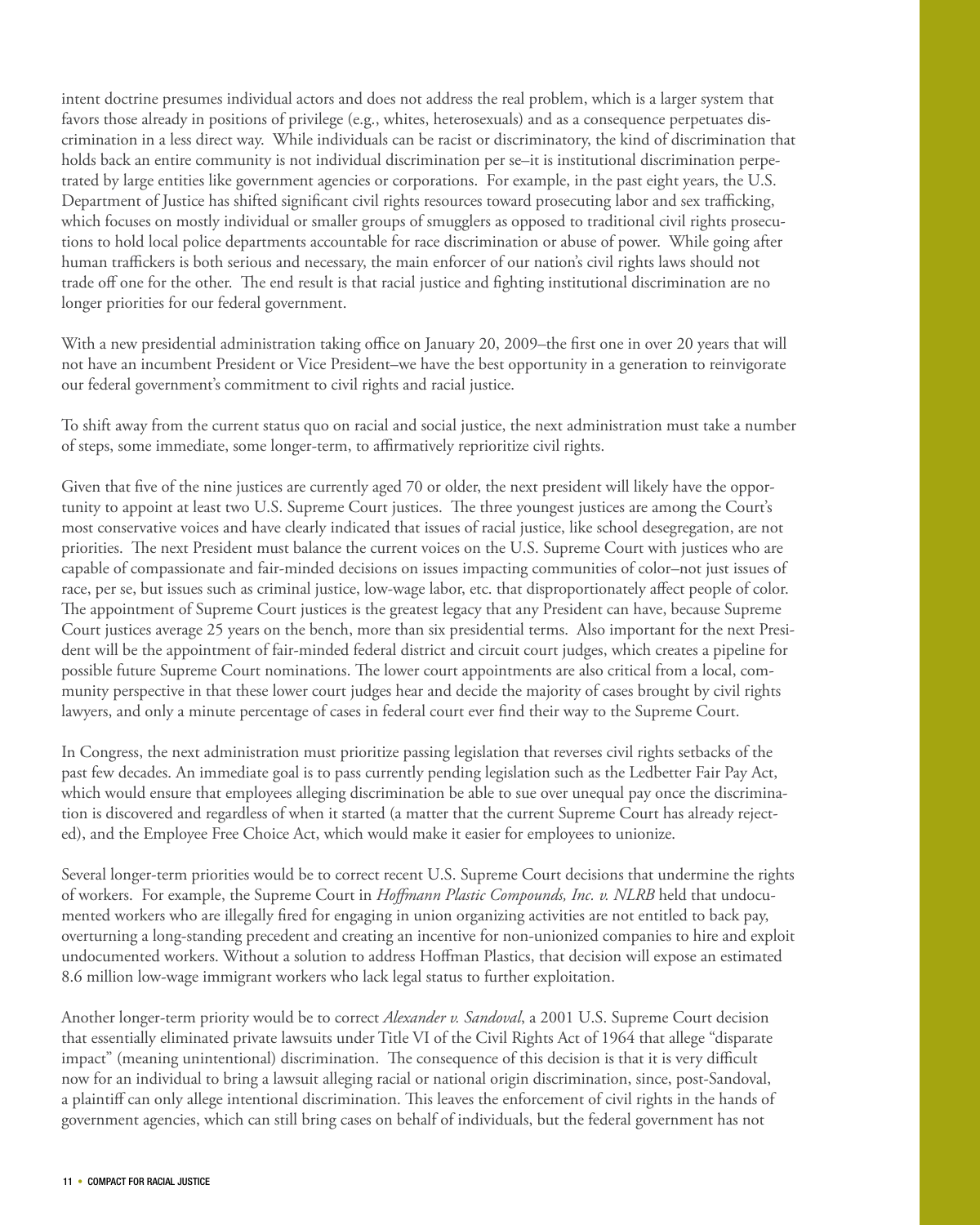intent doctrine presumes individual actors and does not address the real problem, which is a larger system that favors those already in positions of privilege (e.g., whites, heterosexuals) and as a consequence perpetuates discrimination in a less direct way. While individuals can be racist or discriminatory, the kind of discrimination that holds back an entire community is not individual discrimination per se–it is institutional discrimination perpetrated by large entities like government agencies or corporations. For example, in the past eight years, the U.S. Department of Justice has shifted significant civil rights resources toward prosecuting labor and sex trafficking, which focuses on mostly individual or smaller groups of smugglers as opposed to traditional civil rights prosecutions to hold local police departments accountable for race discrimination or abuse of power. While going after human traffickers is both serious and necessary, the main enforcer of our nation's civil rights laws should not trade off one for the other. The end result is that racial justice and fighting institutional discrimination are no longer priorities for our federal government.

With a new presidential administration taking office on January 20, 2009–the first one in over 20 years that will not have an incumbent President or Vice President–we have the best opportunity in a generation to reinvigorate our federal government's commitment to civil rights and racial justice.

To shift away from the current status quo on racial and social justice, the next administration must take a number of steps, some immediate, some longer-term, to affirmatively reprioritize civil rights.

Given that five of the nine justices are currently aged 70 or older, the next president will likely have the opportunity to appoint at least two U.S. Supreme Court justices. The three youngest justices are among the Court's most conservative voices and have clearly indicated that issues of racial justice, like school desegregation, are not priorities. The next President must balance the current voices on the U.S. Supreme Court with justices who are capable of compassionate and fair-minded decisions on issues impacting communities of color–not just issues of race, per se, but issues such as criminal justice, low-wage labor, etc. that disproportionately affect people of color. The appointment of Supreme Court justices is the greatest legacy that any President can have, because Supreme Court justices average 25 years on the bench, more than six presidential terms. Also important for the next President will be the appointment of fair-minded federal district and circuit court judges, which creates a pipeline for possible future Supreme Court nominations. The lower court appointments are also critical from a local, community perspective in that these lower court judges hear and decide the majority of cases brought by civil rights lawyers, and only a minute percentage of cases in federal court ever find their way to the Supreme Court.

In Congress, the next administration must prioritize passing legislation that reverses civil rights setbacks of the past few decades. An immediate goal is to pass currently pending legislation such as the Ledbetter Fair Pay Act, which would ensure that employees alleging discrimination be able to sue over unequal pay once the discrimination is discovered and regardless of when it started (a matter that the current Supreme Court has already rejected), and the Employee Free Choice Act, which would make it easier for employees to unionize.

Several longer-term priorities would be to correct recent U.S. Supreme Court decisions that undermine the rights of workers. For example, the Supreme Court in *Hoffmann Plastic Compounds, Inc. v. NLRB* held that undocumented workers who are illegally fired for engaging in union organizing activities are not entitled to back pay, overturning a long-standing precedent and creating an incentive for non-unionized companies to hire and exploit undocumented workers. Without a solution to address Hoffman Plastics, that decision will expose an estimated 8.6 million low-wage immigrant workers who lack legal status to further exploitation.

Another longer-term priority would be to correct *Alexander v. Sandoval*, a 2001 U.S. Supreme Court decision that essentially eliminated private lawsuits under Title VI of the Civil Rights Act of 1964 that allege "disparate impact" (meaning unintentional) discrimination. The consequence of this decision is that it is very difficult now for an individual to bring a lawsuit alleging racial or national origin discrimination, since, post-Sandoval, a plaintiff can only allege intentional discrimination. This leaves the enforcement of civil rights in the hands of government agencies, which can still bring cases on behalf of individuals, but the federal government has not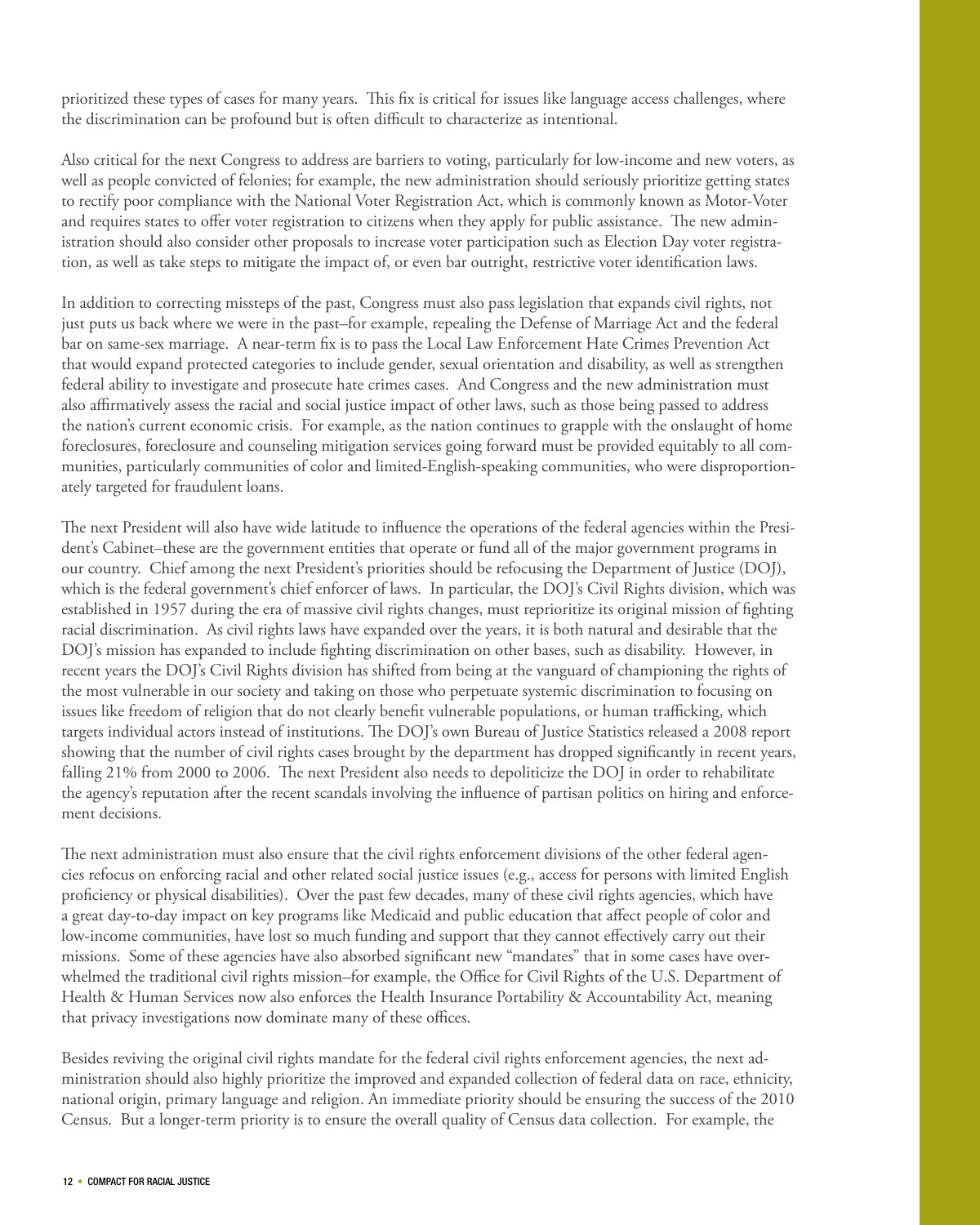prioritized these types of cases for many years. This fix is critical for issues like language access challenges, where the discrimination can be profound but is often difficult to characterize as intentional.

Also critical for the next Congress to address are barriers to voting, particularly for low-income and new voters, as well as people convicted of felonies; for example, the new administration should seriously prioritize getting states to rectify poor compliance with the National Voter Registration Act, which is commonly known as Motor-Voter and requires states to offer voter registration to citizens when they apply for public assistance. The new administration should also consider other proposals to increase voter participation such as Election Day voter registration, as well as take steps to mitigate the impact of, or even bar outright, restrictive voter identification laws.

In addition to correcting missteps of the past, Congress must also pass legislation that expands civil rights, not just puts us back where we were in the past–for example, repealing the Defense of Marriage Act and the federal bar on same-sex marriage. A near-term fix is to pass the Local Law Enforcement Hate Crimes Prevention Act that would expand protected categories to include gender, sexual orientation and disability, as well as strengthen federal ability to investigate and prosecute hate crimes cases. And Congress and the new administration must also affirmatively assess the racial and social justice impact of other laws, such as those being passed to address the nation's current economic crisis. For example, as the nation continues to grapple with the onslaught of home foreclosures, foreclosure and counseling mitigation services going forward must be provided equitably to all communities, particularly communities of color and limited-English-speaking communities, who were disproportionately targeted for fraudulent loans.

The next President will also have wide latitude to influence the operations of the federal agencies within the President's Cabinet–these are the government entities that operate or fund all of the major government programs in our country. Chief among the next President's priorities should be refocusing the Department of Justice (DOJ), which is the federal government's chief enforcer of laws. In particular, the DOJ's Civil Rights division, which was established in 1957 during the era of massive civil rights changes, must reprioritize its original mission of fighting racial discrimination. As civil rights laws have expanded over the years, it is both natural and desirable that the DOJ's mission has expanded to include fighting discrimination on other bases, such as disability. However, in recent years the DOJ's Civil Rights division has shifted from being at the vanguard of championing the rights of the most vulnerable in our society and taking on those who perpetuate systemic discrimination to focusing on issues like freedom of religion that do not clearly benefit vulnerable populations, or human trafficking, which targets individual actors instead of institutions. The DOJ's own Bureau of Justice Statistics released a 2008 report showing that the number of civil rights cases brought by the department has dropped significantly in recent years, falling 21% from 2000 to 2006. The next President also needs to depoliticize the DOJ in order to rehabilitate the agency's reputation after the recent scandals involving the influence of partisan politics on hiring and enforcement decisions.

The next administration must also ensure that the civil rights enforcement divisions of the other federal agencies refocus on enforcing racial and other related social justice issues (e.g., access for persons with limited English proficiency or physical disabilities). Over the past few decades, many of these civil rights agencies, which have a great day-to-day impact on key programs like Medicaid and public education that affect people of color and low-income communities, have lost so much funding and support that they cannot effectively carry out their missions. Some of these agencies have also absorbed significant new "mandates" that in some cases have overwhelmed the traditional civil rights mission–for example, the Office for Civil Rights of the U.S. Department of Health & Human Services now also enforces the Health Insurance Portability & Accountability Act, meaning that privacy investigations now dominate many of these offices.

Besides reviving the original civil rights mandate for the federal civil rights enforcement agencies, the next administration should also highly prioritize the improved and expanded collection of federal data on race, ethnicity, national origin, primary language and religion. An immediate priority should be ensuring the success of the 2010 Census. But a longer-term priority is to ensure the overall quality of Census data collection. For example, the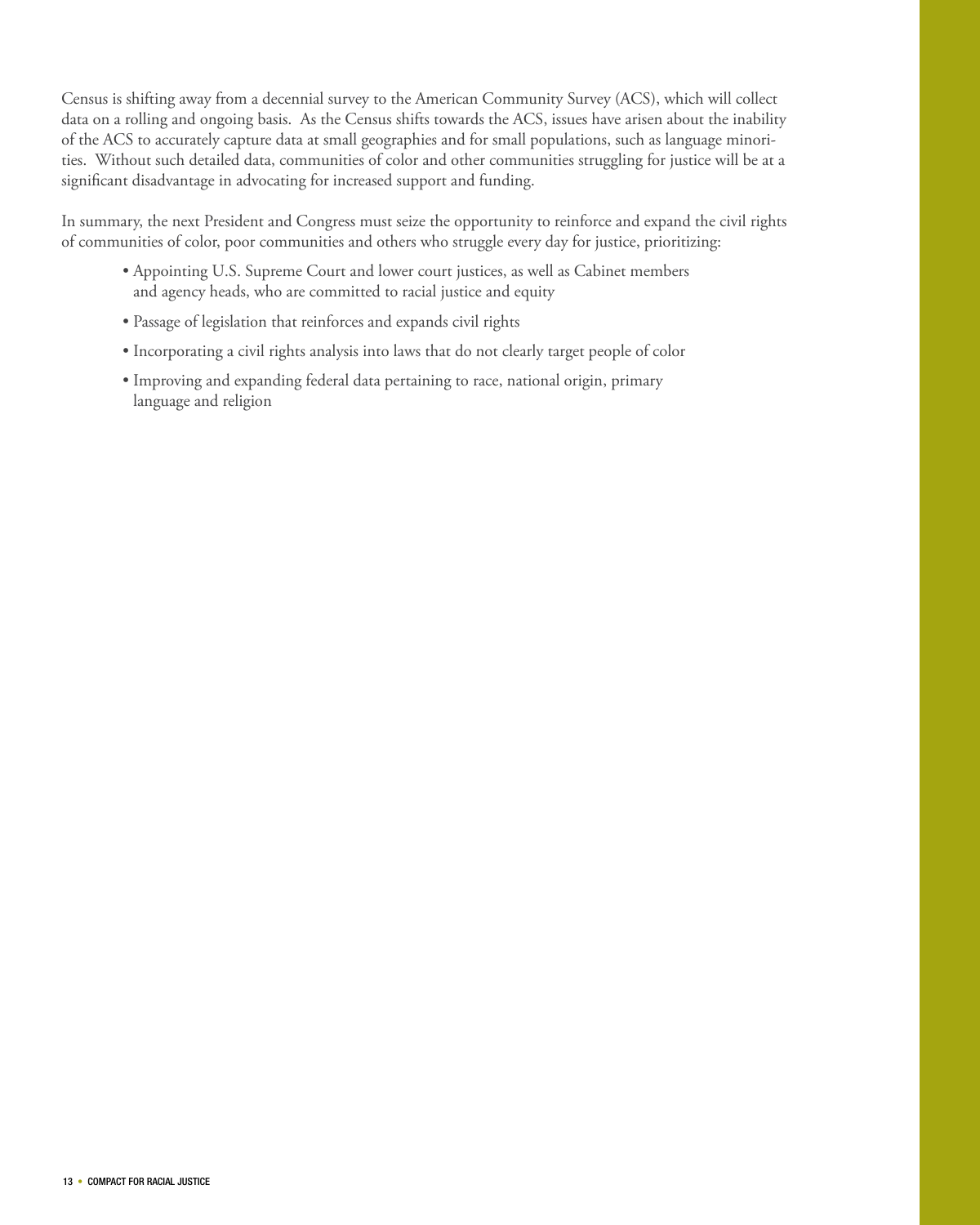Census is shifting away from a decennial survey to the American Community Survey (ACS), which will collect data on a rolling and ongoing basis. As the Census shifts towards the ACS, issues have arisen about the inability of the ACS to accurately capture data at small geographies and for small populations, such as language minorities. Without such detailed data, communities of color and other communities struggling for justice will be at a significant disadvantage in advocating for increased support and funding.

In summary, the next President and Congress must seize the opportunity to reinforce and expand the civil rights of communities of color, poor communities and others who struggle every day for justice, prioritizing:

- Appointing U.S. Supreme Court and lower court justices, as well as Cabinet members and agency heads, who are committed to racial justice and equity
- Passage of legislation that reinforces and expands civil rights
- Incorporating a civil rights analysis into laws that do not clearly target people of color
- Improving and expanding federal data pertaining to race, national origin, primary language and religion